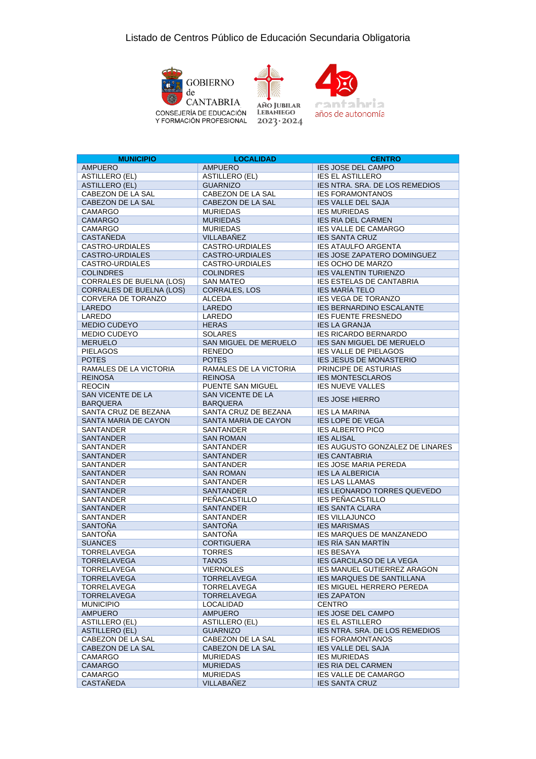Listado de Centros Público de Educación Secundaria Obligatoria

GOBIERNO de CANTABRIA
CONSEJERÍA DE EDUCACIÓN Y FORMACIÓN PROFESIONAL

AÑO JUBILAR LEBANIEGO 2023·2024

40 cantabria años de autonomía

| MUNICIPIO | LOCALIDAD | CENTRO |
|---|---|---|
| AMPUERO | AMPUERO | IES JOSE DEL CAMPO |
| ASTILLERO (EL) | ASTILLERO (EL) | IES EL ASTILLERO |
| ASTILLERO (EL) | GUARNIZO | IES NTRA. SRA. DE LOS REMEDIOS |
| CABEZON DE LA SAL | CABEZON DE LA SAL | IES FORAMONTANOS |
| CABEZON DE LA SAL | CABEZON DE LA SAL | IES VALLE DEL SAJA |
| CAMARGO | MURIEDAS | IES MURIEDAS |
| CAMARGO | MURIEDAS | IES RIA DEL CARMEN |
| CAMARGO | MURIEDAS | IES VALLE DE CAMARGO |
| CASTAÑEDA | VILLABAÑEZ | IES SANTA CRUZ |
| CASTRO-URDIALES | CASTRO-URDIALES | IES ATAULFO ARGENTA |
| CASTRO-URDIALES | CASTRO-URDIALES | IES JOSE ZAPATERO DOMINGUEZ |
| CASTRO-URDIALES | CASTRO-URDIALES | IES OCHO DE MARZO |
| COLINDRES | COLINDRES | IES VALENTIN TURIENZO |
| CORRALES DE BUELNA (LOS) | SAN MATEO | IES ESTELAS DE CANTABRIA |
| CORRALES DE BUELNA (LOS) | CORRALES, LOS | IES MARÍA TELO |
| CORVERA DE TORANZO | ALCEDA | IES VEGA DE TORANZO |
| LAREDO | LAREDO | IES BERNARDINO ESCALANTE |
| LAREDO | LAREDO | IES FUENTE FRESNEDO |
| MEDIO CUDEYO | HERAS | IES LA GRANJA |
| MEDIO CUDEYO | SOLARES | IES RICARDO BERNARDO |
| MERUELO | SAN MIGUEL DE MERUELO | IES SAN MIGUEL DE MERUELO |
| PIELAGOS | RENEDO | IES VALLE DE PIELAGOS |
| POTES | POTES | IES JESUS DE MONASTERIO |
| RAMALES DE LA VICTORIA | RAMALES DE LA VICTORIA | PRINCIPE DE ASTURIAS |
| REINOSA | REINOSA | IES MONTESCLAROS |
| REOCIN | PUENTE SAN MIGUEL | IES NUEVE VALLES |
| SAN VICENTE DE LA BARQUERA | SAN VICENTE DE LA BARQUERA | IES JOSE HIERRO |
| SANTA CRUZ DE BEZANA | SANTA CRUZ DE BEZANA | IES LA MARINA |
| SANTA MARIA DE CAYON | SANTA MARIA DE CAYON | IES LOPE DE VEGA |
| SANTANDER | SANTANDER | IES ALBERTO PICO |
| SANTANDER | SAN ROMAN | IES ALISAL |
| SANTANDER | SANTANDER | IES AUGUSTO GONZALEZ DE LINARES |
| SANTANDER | SANTANDER | IES CANTABRIA |
| SANTANDER | SANTANDER | IES JOSE MARIA PEREDA |
| SANTANDER | SAN ROMAN | IES LA ALBERICIA |
| SANTANDER | SANTANDER | IES LAS LLAMAS |
| SANTANDER | SANTANDER | IES LEONARDO TORRES QUEVEDO |
| SANTANDER | PEÑACASTILLO | IES PEÑACASTILLO |
| SANTANDER | SANTANDER | IES SANTA CLARA |
| SANTANDER | SANTANDER | IES VILLAJUNCO |
| SANTOÑA | SANTOÑA | IES MARISMAS |
| SANTOÑA | SANTOÑA | IES MARQUES DE MANZANEDO |
| SUANCES | CORTIGUERA | IES RÍA SAN MARTÍN |
| TORRELAVEGA | TORRES | IES BESAYA |
| TORRELAVEGA | TANOS | IES GARCILASO DE LA VEGA |
| TORRELAVEGA | VIERNOLES | IES MANUEL GUTIERREZ ARAGON |
| TORRELAVEGA | TORRELAVEGA | IES MARQUES DE SANTILLANA |
| TORRELAVEGA | TORRELAVEGA | IES MIGUEL HERRERO PEREDA |
| TORRELAVEGA | TORRELAVEGA | IES ZAPATON |
| MUNICIPIO | LOCALIDAD | CENTRO |
| AMPUERO | AMPUERO | IES JOSE DEL CAMPO |
| ASTILLERO (EL) | ASTILLERO (EL) | IES EL ASTILLERO |
| ASTILLERO (EL) | GUARNIZO | IES NTRA. SRA. DE LOS REMEDIOS |
| CABEZON DE LA SAL | CABEZON DE LA SAL | IES FORAMONTANOS |
| CABEZON DE LA SAL | CABEZON DE LA SAL | IES VALLE DEL SAJA |
| CAMARGO | MURIEDAS | IES MURIEDAS |
| CAMARGO | MURIEDAS | IES RIA DEL CARMEN |
| CAMARGO | MURIEDAS | IES VALLE DE CAMARGO |
| CASTAÑEDA | VILLABAÑEZ | IES SANTA CRUZ |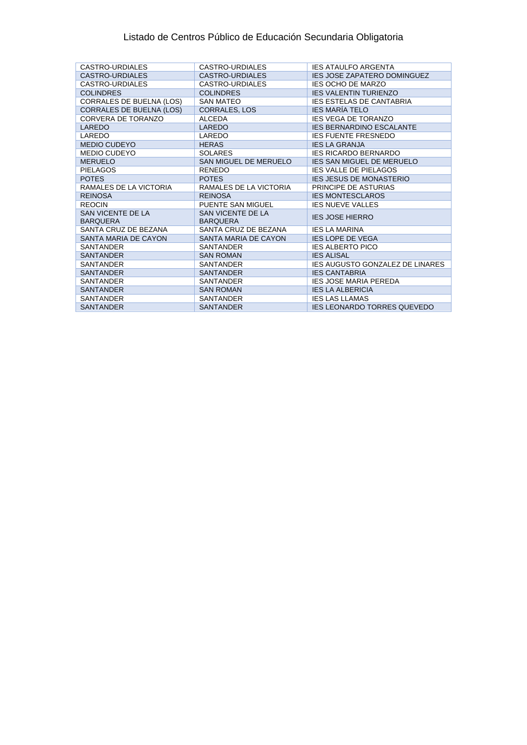# Listado de Centros Público de Educación Secundaria Obligatoria

| | | |
|---|---|---|
| CASTRO-URDIALES | CASTRO-URDIALES | IES ATAULFO ARGENTA |
| CASTRO-URDIALES | CASTRO-URDIALES | IES JOSE ZAPATERO DOMINGUEZ |
| CASTRO-URDIALES | CASTRO-URDIALES | IES OCHO DE MARZO |
| COLINDRES | COLINDRES | IES VALENTIN TURIENZO |
| CORRALES DE BUELNA (LOS) | SAN MATEO | IES ESTELAS DE CANTABRIA |
| CORRALES DE BUELNA (LOS) | CORRALES, LOS | IES MARÍA TELO |
| CORVERA DE TORANZO | ALCEDA | IES VEGA DE TORANZO |
| LAREDO | LAREDO | IES BERNARDINO ESCALANTE |
| LAREDO | LAREDO | IES FUENTE FRESNEDO |
| MEDIO CUDEYO | HERAS | IES LA GRANJA |
| MEDIO CUDEYO | SOLARES | IES RICARDO BERNARDO |
| MERUELO | SAN MIGUEL DE MERUELO | IES SAN MIGUEL DE MERUELO |
| PIELAGOS | RENEDO | IES VALLE DE PIELAGOS |
| POTES | POTES | IES JESUS DE MONASTERIO |
| RAMALES DE LA VICTORIA | RAMALES DE LA VICTORIA | PRINCIPE DE ASTURIAS |
| REINOSA | REINOSA | IES MONTESCLAROS |
| REOCIN | PUENTE SAN MIGUEL | IES NUEVE VALLES |
| SAN VICENTE DE LA BARQUERA | SAN VICENTE DE LA BARQUERA | IES JOSE HIERRO |
| SANTA CRUZ DE BEZANA | SANTA CRUZ DE BEZANA | IES LA MARINA |
| SANTA MARIA DE CAYON | SANTA MARIA DE CAYON | IES LOPE DE VEGA |
| SANTANDER | SANTANDER | IES ALBERTO PICO |
| SANTANDER | SAN ROMAN | IES ALISAL |
| SANTANDER | SANTANDER | IES AUGUSTO GONZALEZ DE LINARES |
| SANTANDER | SANTANDER | IES CANTABRIA |
| SANTANDER | SANTANDER | IES JOSE MARIA PEREDA |
| SANTANDER | SAN ROMAN | IES LA ALBERICIA |
| SANTANDER | SANTANDER | IES LAS LLAMAS |
| SANTANDER | SANTANDER | IES LEONARDO TORRES QUEVEDO |